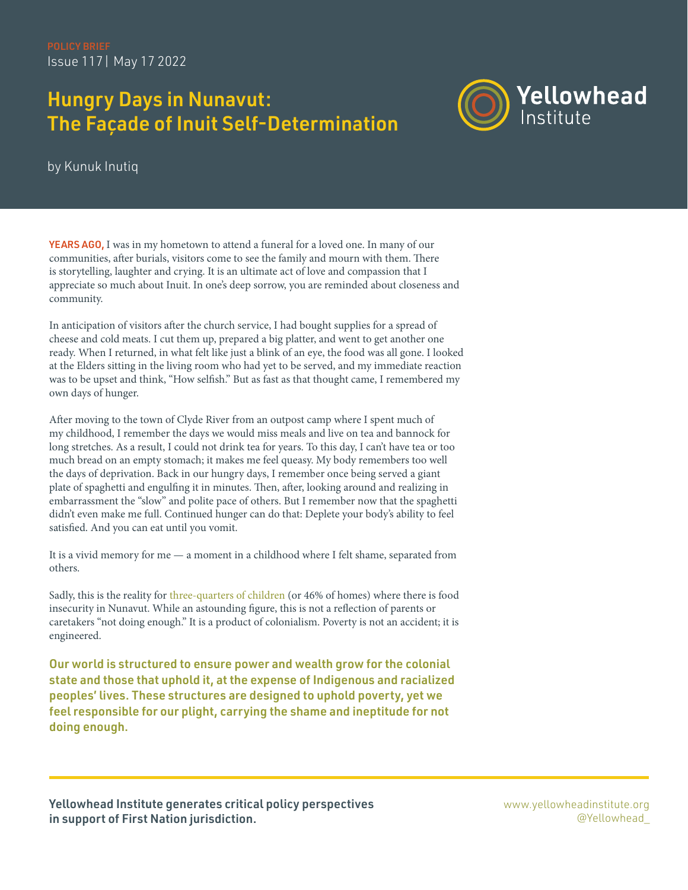POLICY BRIEF
Issue 117 | May 17 2022

# Hungry Days in Nunavut: The Façade of Inuit Self-Determination

by Kunuk Inutiq

**YEARS AGO,** I was in my hometown to attend a funeral for a loved one. In many of our communities, after burials, visitors come to see the family and mourn with them. There is storytelling, laughter and crying. It is an ultimate act of love and compassion that I appreciate so much about Inuit. In one's deep sorrow, you are reminded about closeness and community.

In anticipation of visitors after the church service, I had bought supplies for a spread of cheese and cold meats. I cut them up, prepared a big platter, and went to get another one ready. When I returned, in what felt like just a blink of an eye, the food was all gone. I looked at the Elders sitting in the living room who had yet to be served, and my immediate reaction was to be upset and think, "How selfish." But as fast as that thought came, I remembered my own days of hunger.

After moving to the town of Clyde River from an outpost camp where I spent much of my childhood, I remember the days we would miss meals and live on tea and bannock for long stretches. As a result, I could not drink tea for years. To this day, I can't have tea or too much bread on an empty stomach; it makes me feel queasy. My body remembers too well the days of deprivation. Back in our hungry days, I remember once being served a giant plate of spaghetti and engulfing it in minutes. Then, after, looking around and realizing in embarrassment the "slow" and polite pace of others. But I remember now that the spaghetti didn't even make me full. Continued hunger can do that: Deplete your body's ability to feel satisfied. And you can eat until you vomit.

It is a vivid memory for me — a moment in a childhood where I felt shame, separated from others.

Sadly, this is the reality for three-quarters of children (or 46% of homes) where there is food insecurity in Nunavut. While an astounding figure, this is not a reflection of parents or caretakers "not doing enough." It is a product of colonialism. Poverty is not an accident; it is engineered.

**Our world is structured to ensure power and wealth grow for the colonial state and those that uphold it, at the expense of Indigenous and racialized peoples' lives. These structures are designed to uphold poverty, yet we feel responsible for our plight, carrying the shame and ineptitude for not doing enough.**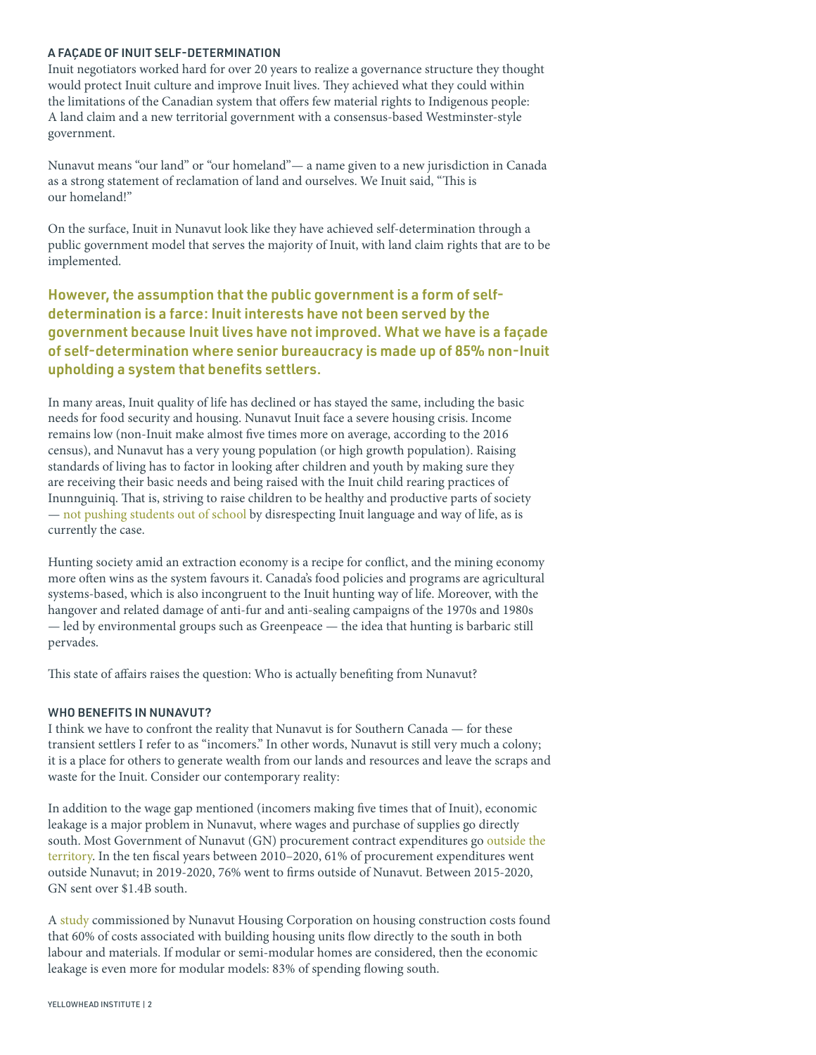## A FAÇADE OF INUIT SELF-DETERMINATION

Inuit negotiators worked hard for over 20 years to realize a governance structure they thought would protect Inuit culture and improve Inuit lives. They achieved what they could within the limitations of the Canadian system that offers few material rights to Indigenous people: A land claim and a new territorial government with a consensus-based Westminster-style government.

Nunavut means "our land" or "our homeland"— a name given to a new jurisdiction in Canada as a strong statement of reclamation of land and ourselves. We Inuit said, "This is our homeland!"

On the surface, Inuit in Nunavut look like they have achieved self-determination through a public government model that serves the majority of Inuit, with land claim rights that are to be implemented.

**However, the assumption that the public government is a form of self-determination is a farce: Inuit interests have not been served by the government because Inuit lives have not improved. What we have is a façade of self-determination where senior bureaucracy is made up of 85% non-Inuit upholding a system that benefits settlers.**

In many areas, Inuit quality of life has declined or has stayed the same, including the basic needs for food security and housing. Nunavut Inuit face a severe housing crisis. Income remains low (non-Inuit make almost five times more on average, according to the 2016 census), and Nunavut has a very young population (or high growth population). Raising standards of living has to factor in looking after children and youth by making sure they are receiving their basic needs and being raised with the Inuit child rearing practices of Inunnguiniq. That is, striving to raise children to be healthy and productive parts of society — not pushing students out of school by disrespecting Inuit language and way of life, as is currently the case.

Hunting society amid an extraction economy is a recipe for conflict, and the mining economy more often wins as the system favours it. Canada's food policies and programs are agricultural systems-based, which is also incongruent to the Inuit hunting way of life. Moreover, with the hangover and related damage of anti-fur and anti-sealing campaigns of the 1970s and 1980s — led by environmental groups such as Greenpeace — the idea that hunting is barbaric still pervades.

This state of affairs raises the question: Who is actually benefiting from Nunavut?

## WHO BENEFITS IN NUNAVUT?

I think we have to confront the reality that Nunavut is for Southern Canada — for these transient settlers I refer to as "incomers." In other words, Nunavut is still very much a colony; it is a place for others to generate wealth from our lands and resources and leave the scraps and waste for the Inuit. Consider our contemporary reality:

In addition to the wage gap mentioned (incomers making five times that of Inuit), economic leakage is a major problem in Nunavut, where wages and purchase of supplies go directly south. Most Government of Nunavut (GN) procurement contract expenditures go outside the territory. In the ten fiscal years between 2010–2020, 61% of procurement expenditures went outside Nunavut; in 2019-2020, 76% went to firms outside of Nunavut. Between 2015-2020, GN sent over $1.4B south.

A study commissioned by Nunavut Housing Corporation on housing construction costs found that 60% of costs associated with building housing units flow directly to the south in both labour and materials. If modular or semi-modular homes are considered, then the economic leakage is even more for modular models: 83% of spending flowing south.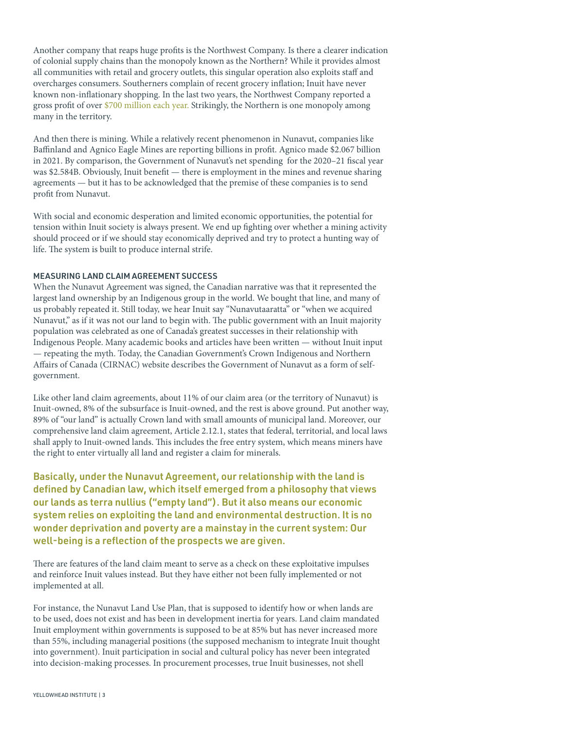Another company that reaps huge profits is the Northwest Company. Is there a clearer indication of colonial supply chains than the monopoly known as the Northern? While it provides almost all communities with retail and grocery outlets, this singular operation also exploits staff and overcharges consumers. Southerners complain of recent grocery inflation; Inuit have never known non-inflationary shopping. In the last two years, the Northwest Company reported a gross profit of over $700 million each year. Strikingly, the Northern is one monopoly among many in the territory.

And then there is mining. While a relatively recent phenomenon in Nunavut, companies like Baffinland and Agnico Eagle Mines are reporting billions in profit. Agnico made $2.067 billion in 2021. By comparison, the Government of Nunavut's net spending for the 2020–21 fiscal year was $2.584B. Obviously, Inuit benefit — there is employment in the mines and revenue sharing agreements — but it has to be acknowledged that the premise of these companies is to send profit from Nunavut.

With social and economic desperation and limited economic opportunities, the potential for tension within Inuit society is always present. We end up fighting over whether a mining activity should proceed or if we should stay economically deprived and try to protect a hunting way of life. The system is built to produce internal strife.

## MEASURING LAND CLAIM AGREEMENT SUCCESS

When the Nunavut Agreement was signed, the Canadian narrative was that it represented the largest land ownership by an Indigenous group in the world. We bought that line, and many of us probably repeated it. Still today, we hear Inuit say "Nunavutaaratta" or "when we acquired Nunavut," as if it was not our land to begin with. The public government with an Inuit majority population was celebrated as one of Canada's greatest successes in their relationship with Indigenous People. Many academic books and articles have been written — without Inuit input — repeating the myth. Today, the Canadian Government's Crown Indigenous and Northern Affairs of Canada (CIRNAC) website describes the Government of Nunavut as a form of self-government.

Like other land claim agreements, about 11% of our claim area (or the territory of Nunavut) is Inuit-owned, 8% of the subsurface is Inuit-owned, and the rest is above ground. Put another way, 89% of "our land" is actually Crown land with small amounts of municipal land. Moreover, our comprehensive land claim agreement, Article 2.12.1, states that federal, territorial, and local laws shall apply to Inuit-owned lands. This includes the free entry system, which means miners have the right to enter virtually all land and register a claim for minerals.

**Basically, under the Nunavut Agreement, our relationship with the land is defined by Canadian law, which itself emerged from a philosophy that views our lands as terra nullius ("empty land"). But it also means our economic system relies on exploiting the land and environmental destruction. It is no wonder deprivation and poverty are a mainstay in the current system: Our well-being is a reflection of the prospects we are given.**

There are features of the land claim meant to serve as a check on these exploitative impulses and reinforce Inuit values instead. But they have either not been fully implemented or not implemented at all.

For instance, the Nunavut Land Use Plan, that is supposed to identify how or when lands are to be used, does not exist and has been in development inertia for years. Land claim mandated Inuit employment within governments is supposed to be at 85% but has never increased more than 55%, including managerial positions (the supposed mechanism to integrate Inuit thought into government). Inuit participation in social and cultural policy has never been integrated into decision-making processes. In procurement processes, true Inuit businesses, not shell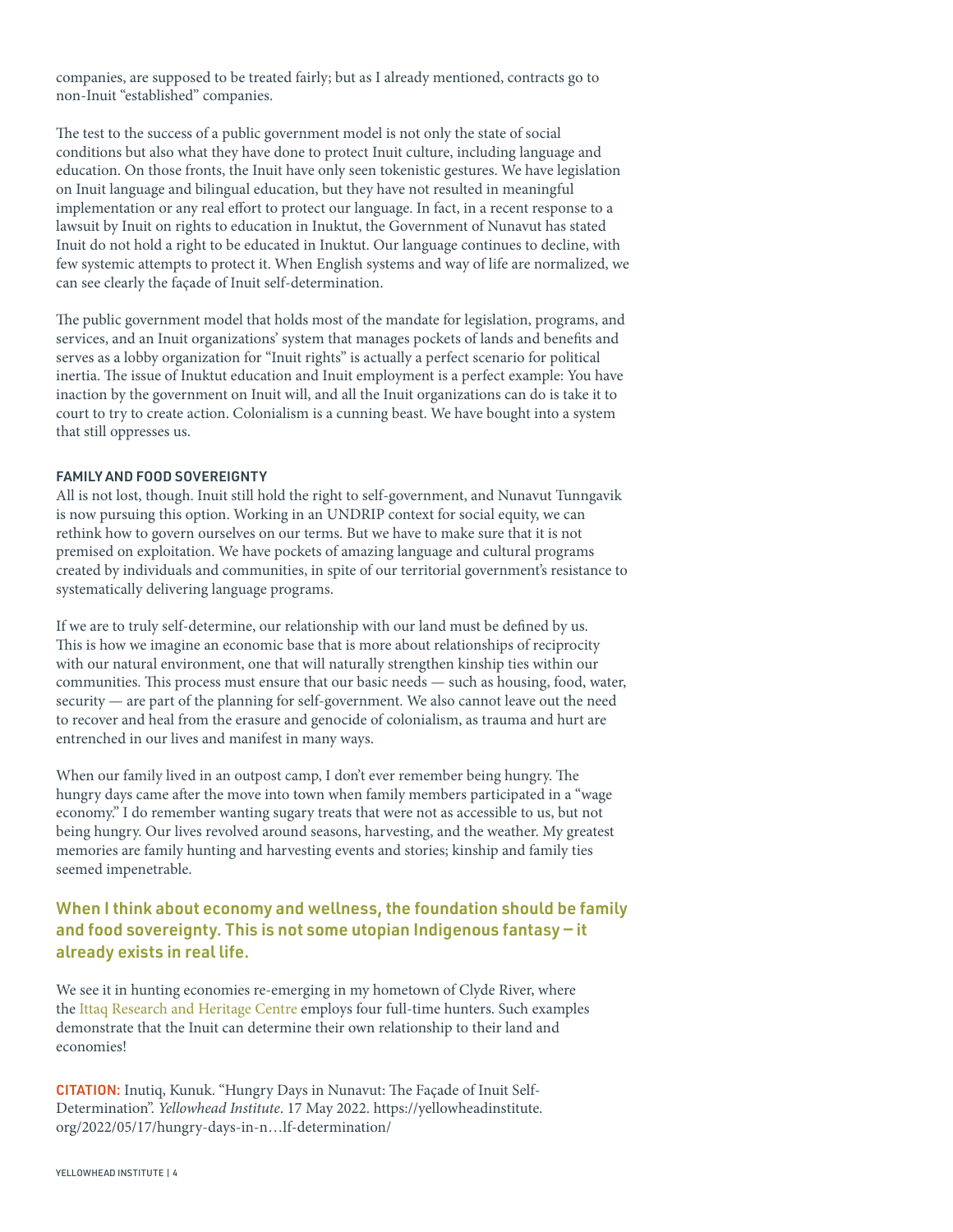companies, are supposed to be treated fairly; but as I already mentioned, contracts go to non-Inuit "established" companies.

The test to the success of a public government model is not only the state of social conditions but also what they have done to protect Inuit culture, including language and education. On those fronts, the Inuit have only seen tokenistic gestures. We have legislation on Inuit language and bilingual education, but they have not resulted in meaningful implementation or any real effort to protect our language. In fact, in a recent response to a lawsuit by Inuit on rights to education in Inuktut, the Government of Nunavut has stated Inuit do not hold a right to be educated in Inuktut. Our language continues to decline, with few systemic attempts to protect it. When English systems and way of life are normalized, we can see clearly the façade of Inuit self-determination.

The public government model that holds most of the mandate for legislation, programs, and services, and an Inuit organizations' system that manages pockets of lands and benefits and serves as a lobby organization for "Inuit rights" is actually a perfect scenario for political inertia. The issue of Inuktut education and Inuit employment is a perfect example: You have inaction by the government on Inuit will, and all the Inuit organizations can do is take it to court to try to create action. Colonialism is a cunning beast. We have bought into a system that still oppresses us.

## FAMILY AND FOOD SOVEREIGNTY

All is not lost, though. Inuit still hold the right to self-government, and Nunavut Tunngavik is now pursuing this option. Working in an UNDRIP context for social equity, we can rethink how to govern ourselves on our terms. But we have to make sure that it is not premised on exploitation. We have pockets of amazing language and cultural programs created by individuals and communities, in spite of our territorial government's resistance to systematically delivering language programs.

If we are to truly self-determine, our relationship with our land must be defined by us. This is how we imagine an economic base that is more about relationships of reciprocity with our natural environment, one that will naturally strengthen kinship ties within our communities. This process must ensure that our basic needs — such as housing, food, water, security — are part of the planning for self-government. We also cannot leave out the need to recover and heal from the erasure and genocide of colonialism, as trauma and hurt are entrenched in our lives and manifest in many ways.

When our family lived in an outpost camp, I don't ever remember being hungry. The hungry days came after the move into town when family members participated in a "wage economy." I do remember wanting sugary treats that were not as accessible to us, but not being hungry. Our lives revolved around seasons, harvesting, and the weather. My greatest memories are family hunting and harvesting events and stories; kinship and family ties seemed impenetrable.

**When I think about economy and wellness, the foundation should be family and food sovereignty. This is not some utopian Indigenous fantasy — it already exists in real life.**

We see it in hunting economies re-emerging in my hometown of Clyde River, where the Ittaq Research and Heritage Centre employs four full-time hunters. Such examples demonstrate that the Inuit can determine their own relationship to their land and economies!

**CITATION:** Inutiq, Kunuk. "Hungry Days in Nunavut: The Façade of Inuit Self-Determination". *Yellowhead Institute*. 17 May 2022. https://yellowheadinstitute.org/2022/05/17/hungry-days-in-n…lf-determination/